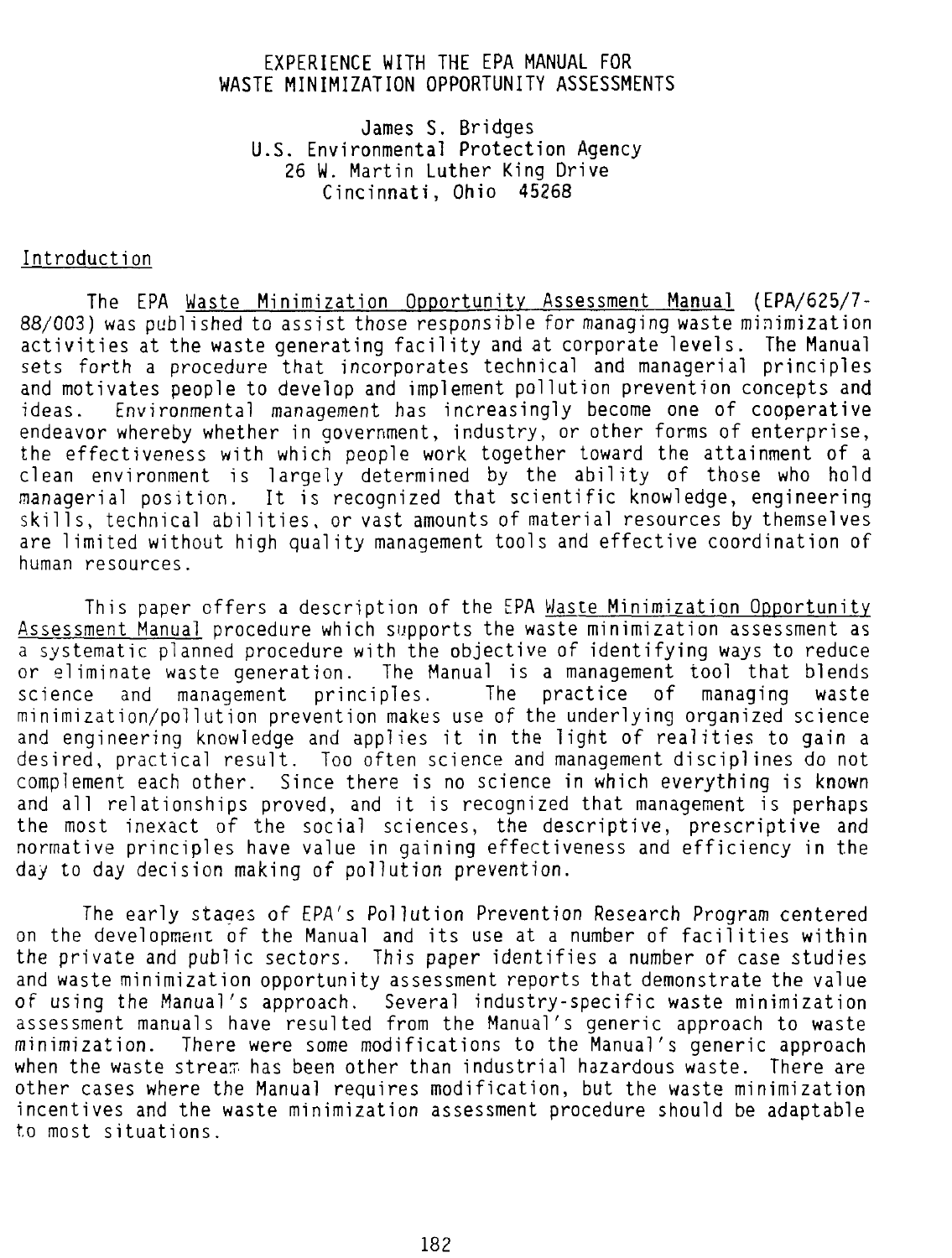# EXPERIENCE WITH THE EPA MANUAL FOR WASTE MINIMIZATION OPPORTUNITY ASSESSMENTS

James S. Bridges
U.S. Environmental Protection Agency
26 W. Martin Luther King Drive
Cincinnati, Ohio 45268

## Introduction

The EPA Waste Minimization Opportunity Assessment Manual (EPA/625/7-88/003) was published to assist those responsible for managing waste minimization activities at the waste generating facility and at corporate levels. The Manual sets forth a procedure that incorporates technical and managerial principles and motivates people to develop and implement pollution prevention concepts and ideas. Environmental management has increasingly become one of cooperative endeavor whereby whether in government, industry, or other forms of enterprise, the effectiveness with which people work together toward the attainment of a clean environment is largely determined by the ability of those who hold managerial position. It is recognized that scientific knowledge, engineering skills, technical abilities, or vast amounts of material resources by themselves are limited without high quality management tools and effective coordination of human resources.

This paper offers a description of the EPA Waste Minimization Opportunity Assessment Manual procedure which supports the waste minimization assessment as a systematic planned procedure with the objective of identifying ways to reduce or eliminate waste generation. The Manual is a management tool that blends science and management principles. The practice of managing waste minimization/pollution prevention makes use of the underlying organized science and engineering knowledge and applies it in the light of realities to gain a desired, practical result. Too often science and management disciplines do not complement each other. Since there is no science in which everything is known and all relationships proved, and it is recognized that management is perhaps the most inexact of the social sciences, the descriptive, prescriptive and normative principles have value in gaining effectiveness and efficiency in the day to day decision making of pollution prevention.

The early stages of EPA's Pollution Prevention Research Program centered on the development of the Manual and its use at a number of facilities within the private and public sectors. This paper identifies a number of case studies and waste minimization opportunity assessment reports that demonstrate the value of using the Manual's approach. Several industry-specific waste minimization assessment manuals have resulted from the Manual's generic approach to waste minimization. There were some modifications to the Manual's generic approach when the waste stream has been other than industrial hazardous waste. There are other cases where the Manual requires modification, but the waste minimization incentives and the waste minimization assessment procedure should be adaptable to most situations.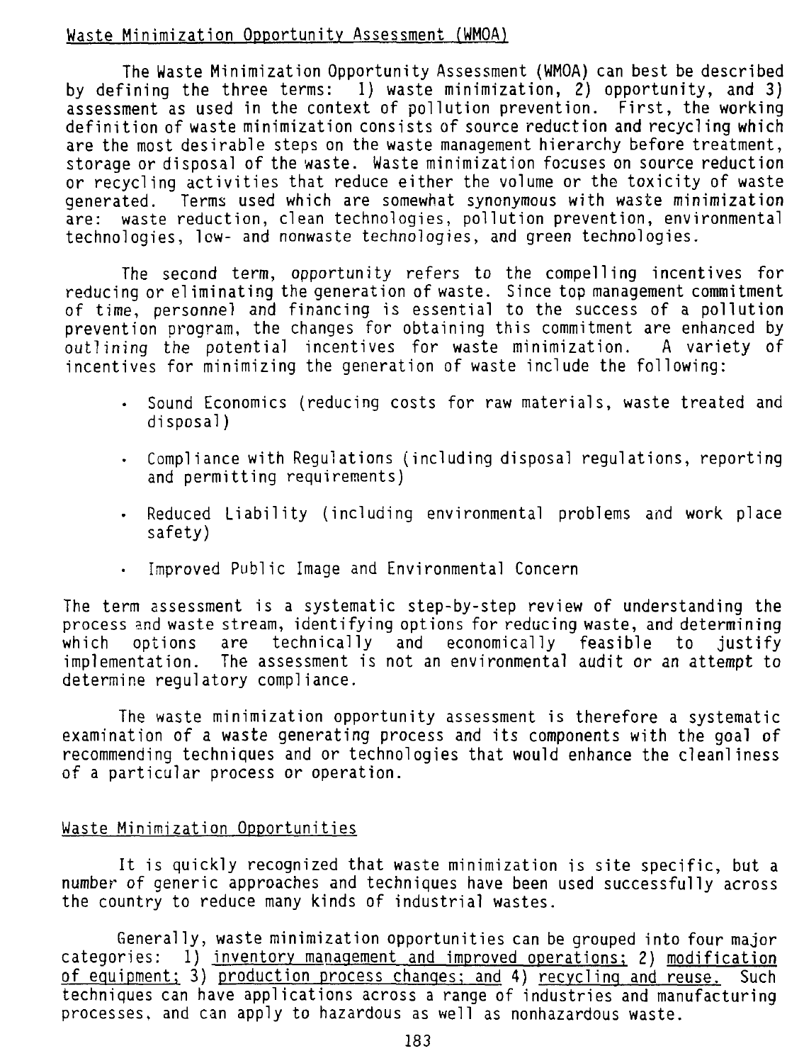## Waste Minimization Opportunity Assessment (WMOA)

The Waste Minimization Opportunity Assessment (WMOA) can best be described by defining the three terms: 1) waste minimization, 2) opportunity, and 3) assessment as used in the context of pollution prevention. First, the working definition of waste minimization consists of source reduction and recycling which are the most desirable steps on the waste management hierarchy before treatment, storage or disposal of the waste. Waste minimization focuses on source reduction or recycling activities that reduce either the volume or the toxicity of waste generated. Terms used which are somewhat synonymous with waste minimization are: waste reduction, clean technologies, pollution prevention, environmental technologies, low- and nonwaste technologies, and green technologies.

The second term, opportunity refers to the compelling incentives for reducing or eliminating the generation of waste. Since top management commitment of time, personnel and financing is essential to the success of a pollution prevention program, the changes for obtaining this commitment are enhanced by outlining the potential incentives for waste minimization. A variety of incentives for minimizing the generation of waste include the following:

- Sound Economics (reducing costs for raw materials, waste treated and disposal)
- Compliance with Regulations (including disposal regulations, reporting and permitting requirements)
- Reduced Liability (including environmental problems and work place safety)
- Improved Public Image and Environmental Concern

The term assessment is a systematic step-by-step review of understanding the process and waste stream, identifying options for reducing waste, and determining which options are technically and economically feasible to justify implementation. The assessment is not an environmental audit or an attempt to determine regulatory compliance.

The waste minimization opportunity assessment is therefore a systematic examination of a waste generating process and its components with the goal of recommending techniques and or technologies that would enhance the cleanliness of a particular process or operation.

## Waste Minimization Opportunities

It is quickly recognized that waste minimization is site specific, but a number of generic approaches and techniques have been used successfully across the country to reduce many kinds of industrial wastes.

Generally, waste minimization opportunities can be grouped into four major categories: 1) inventory management and improved operations; 2) modification of equipment; 3) production process changes; and 4) recycling and reuse. Such techniques can have applications across a range of industries and manufacturing processes, and can apply to hazardous as well as nonhazardous waste.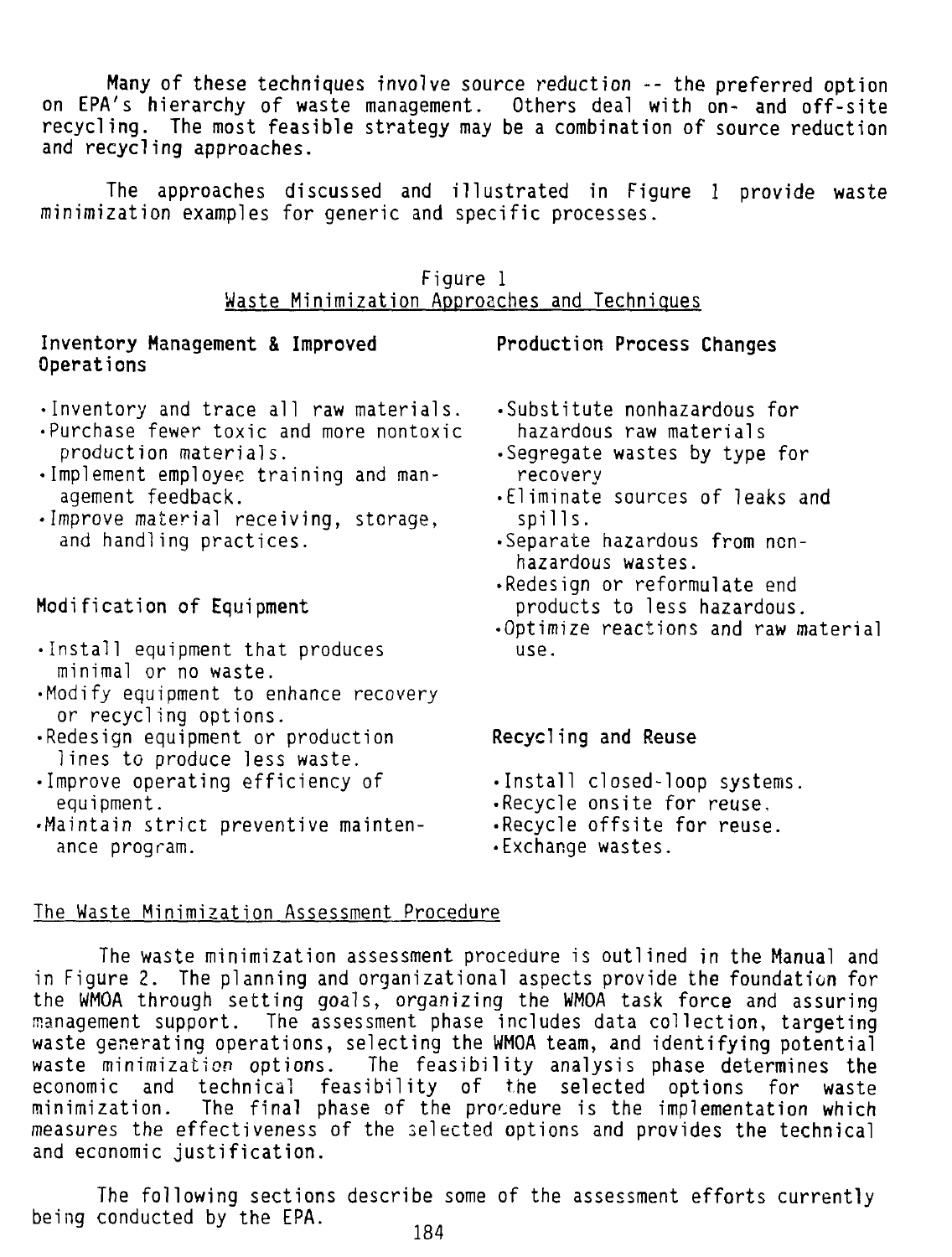Many of these techniques involve source reduction -- the preferred option on EPA's hierarchy of waste management. Others deal with on- and off-site recycling. The most feasible strategy may be a combination of source reduction and recycling approaches.

The approaches discussed and illustrated in Figure 1 provide waste minimization examples for generic and specific processes.

Figure 1
Waste Minimization Approaches and Techniques

**Inventory Management & Improved Operations**

- Inventory and trace all raw materials.
- Purchase fewer toxic and more nontoxic production materials.
- Implement employee training and management feedback.
- Improve material receiving, storage, and handling practices.

**Modification of Equipment**

- Install equipment that produces minimal or no waste.
- Modify equipment to enhance recovery or recycling options.
- Redesign equipment or production lines to produce less waste.
- Improve operating efficiency of equipment.
- Maintain strict preventive maintenance program.

**Production Process Changes**

- Substitute nonhazardous for hazardous raw materials
- Segregate wastes by type for recovery
- Eliminate sources of leaks and spills.
- Separate hazardous from nonhazardous wastes.
- Redesign or reformulate end products to less hazardous.
- Optimize reactions and raw material use.

**Recycling and Reuse**

- Install closed-loop systems.
- Recycle onsite for reuse.
- Recycle offsite for reuse.
- Exchange wastes.

## The Waste Minimization Assessment Procedure

The waste minimization assessment procedure is outlined in the Manual and in Figure 2. The planning and organizational aspects provide the foundation for the WMOA through setting goals, organizing the WMOA task force and assuring management support. The assessment phase includes data collection, targeting waste generating operations, selecting the WMOA team, and identifying potential waste minimization options. The feasibility analysis phase determines the economic and technical feasibility of the selected options for waste minimization. The final phase of the procedure is the implementation which measures the effectiveness of the selected options and provides the technical and economic justification.

The following sections describe some of the assessment efforts currently being conducted by the EPA.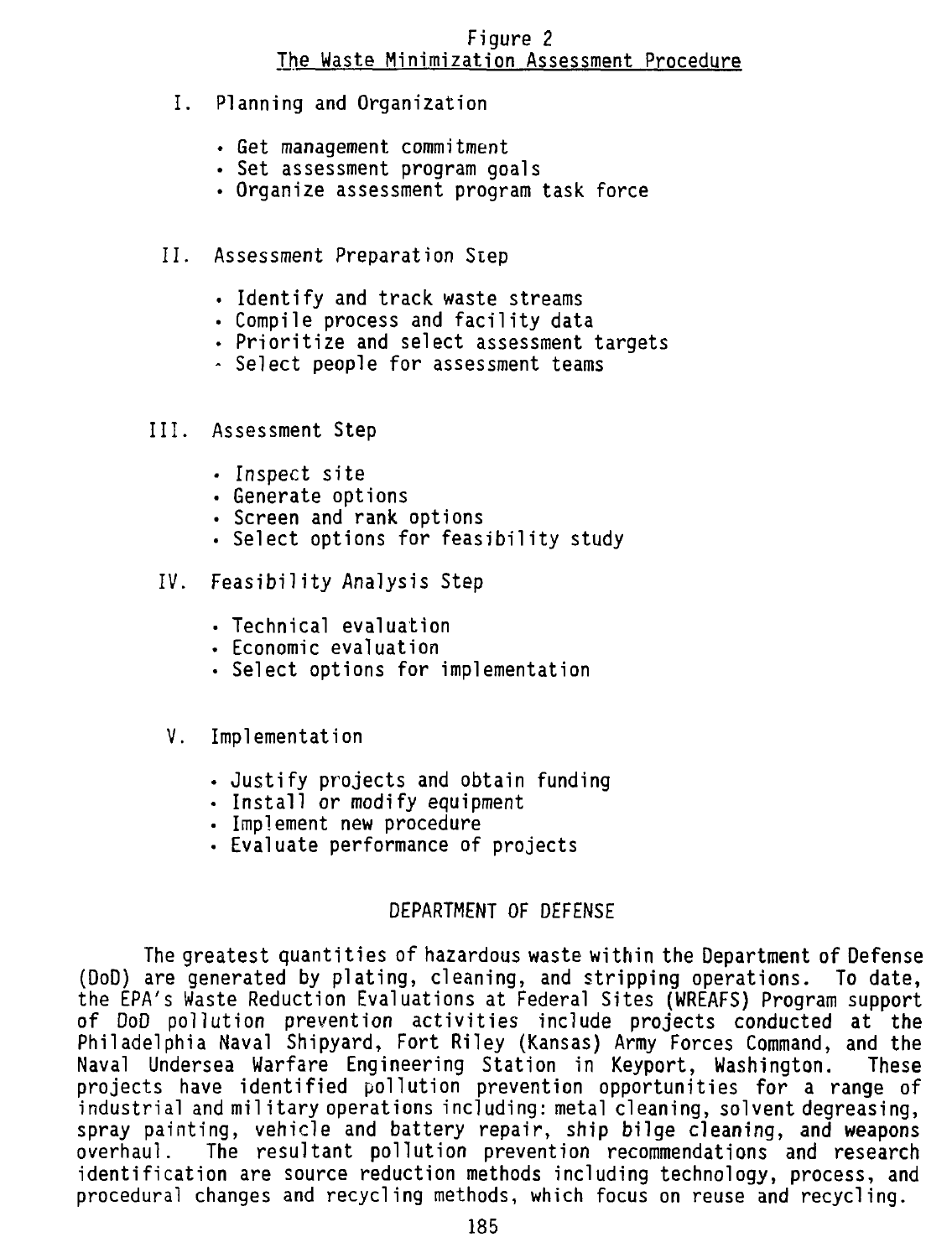Figure 2
The Waste Minimization Assessment Procedure

I. Planning and Organization

- Get management commitment
- Set assessment program goals
- Organize assessment program task force

II. Assessment Preparation Step

- Identify and track waste streams
- Compile process and facility data
- Prioritize and select assessment targets
- Select people for assessment teams

III. Assessment Step

- Inspect site
- Generate options
- Screen and rank options
- Select options for feasibility study

IV. Feasibility Analysis Step

- Technical evaluation
- Economic evaluation
- Select options for implementation

V. Implementation

- Justify projects and obtain funding
- Install or modify equipment
- Implement new procedure
- Evaluate performance of projects

## DEPARTMENT OF DEFENSE

The greatest quantities of hazardous waste within the Department of Defense (DoD) are generated by plating, cleaning, and stripping operations. To date, the EPA's Waste Reduction Evaluations at Federal Sites (WREAFS) Program support of DoD pollution prevention activities include projects conducted at the Philadelphia Naval Shipyard, Fort Riley (Kansas) Army Forces Command, and the Naval Undersea Warfare Engineering Station in Keyport, Washington. These projects have identified pollution prevention opportunities for a range of industrial and military operations including: metal cleaning, solvent degreasing, spray painting, vehicle and battery repair, ship bilge cleaning, and weapons overhaul. The resultant pollution prevention recommendations and research identification are source reduction methods including technology, process, and procedural changes and recycling methods, which focus on reuse and recycling.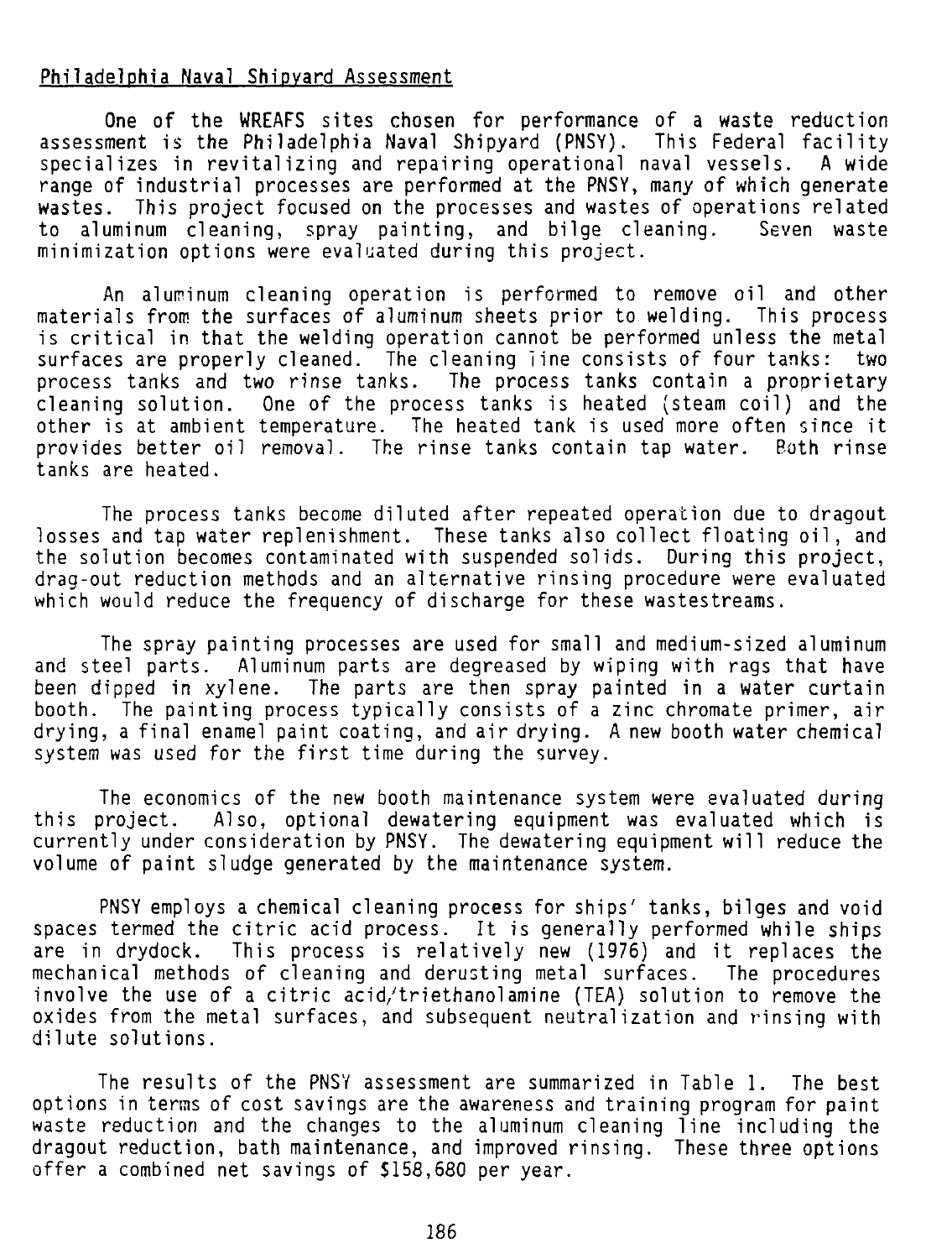## Philadelphia Naval Shipyard Assessment

One of the WREAFS sites chosen for performance of a waste reduction assessment is the Philadelphia Naval Shipyard (PNSY). This Federal facility specializes in revitalizing and repairing operational naval vessels. A wide range of industrial processes are performed at the PNSY, many of which generate wastes. This project focused on the processes and wastes of operations related to aluminum cleaning, spray painting, and bilge cleaning. Seven waste minimization options were evaluated during this project.

An aluminum cleaning operation is performed to remove oil and other materials from the surfaces of aluminum sheets prior to welding. This process is critical in that the welding operation cannot be performed unless the metal surfaces are properly cleaned. The cleaning line consists of four tanks: two process tanks and two rinse tanks. The process tanks contain a proprietary cleaning solution. One of the process tanks is heated (steam coil) and the other is at ambient temperature. The heated tank is used more often since it provides better oil removal. The rinse tanks contain tap water. Both rinse tanks are heated.

The process tanks become diluted after repeated operation due to dragout losses and tap water replenishment. These tanks also collect floating oil, and the solution becomes contaminated with suspended solids. During this project, drag-out reduction methods and an alternative rinsing procedure were evaluated which would reduce the frequency of discharge for these wastestreams.

The spray painting processes are used for small and medium-sized aluminum and steel parts. Aluminum parts are degreased by wiping with rags that have been dipped in xylene. The parts are then spray painted in a water curtain booth. The painting process typically consists of a zinc chromate primer, air drying, a final enamel paint coating, and air drying. A new booth water chemical system was used for the first time during the survey.

The economics of the new booth maintenance system were evaluated during this project. Also, optional dewatering equipment was evaluated which is currently under consideration by PNSY. The dewatering equipment will reduce the volume of paint sludge generated by the maintenance system.

PNSY employs a chemical cleaning process for ships' tanks, bilges and void spaces termed the citric acid process. It is generally performed while ships are in drydock. This process is relatively new (1976) and it replaces the mechanical methods of cleaning and derusting metal surfaces. The procedures involve the use of a citric acid/triethanolamine (TEA) solution to remove the oxides from the metal surfaces, and subsequent neutralization and rinsing with dilute solutions.

The results of the PNSY assessment are summarized in Table 1. The best options in terms of cost savings are the awareness and training program for paint waste reduction and the changes to the aluminum cleaning line including the dragout reduction, bath maintenance, and improved rinsing. These three options offer a combined net savings of $158,680 per year.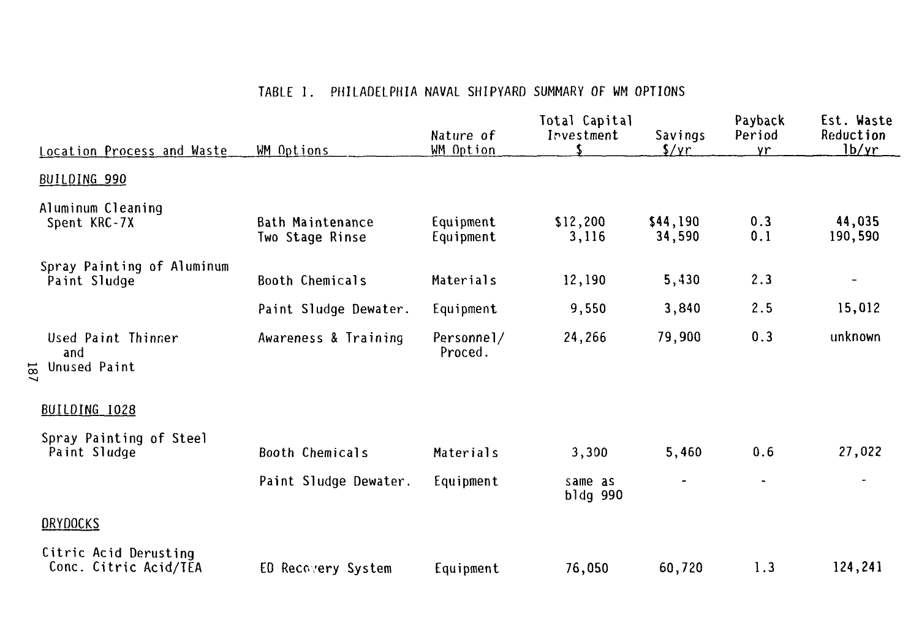TABLE 1. PHILADELPHIA NAVAL SHIPYARD SUMMARY OF WM OPTIONS

| Location Process and Waste | WM Options | Nature of WM Option | Total Capital Investment $ | Savings $/yr | Payback Period yr | Est. Waste Reduction lb/yr |
|---|---|---|---|---|---|---|
| BUILDING 990 | | | | | | |
| Aluminum Cleaning Spent KRC-7X | Bath Maintenance | Equipment | $12,200 | $44,190 | 0.3 | 44,035 |
| | Two Stage Rinse | Equipment | 3,116 | 34,590 | 0.1 | 190,590 |
| Spray Painting of Aluminum Paint Sludge | Booth Chemicals | Materials | 12,190 | 5,430 | 2.3 | - |
| | Paint Sludge Dewater. | Equipment | 9,550 | 3,840 | 2.5 | 15,012 |
| Used Paint Thinner and Unused Paint | Awareness & Training | Personnel/ Proced. | 24,266 | 79,900 | 0.3 | unknown |
| BUILDING 1028 | | | | | | |
| Spray Painting of Steel Paint Sludge | Booth Chemicals | Materials | 3,300 | 5,460 | 0.6 | 27,022 |
| | Paint Sludge Dewater. | Equipment | same as bldg 990 | - | - | - |
| DRYDOCKS | | | | | | |
| Citric Acid Derusting Conc. Citric Acid/TEA | ED Recovery System | Equipment | 76,050 | 60,720 | 1.3 | 124,241 |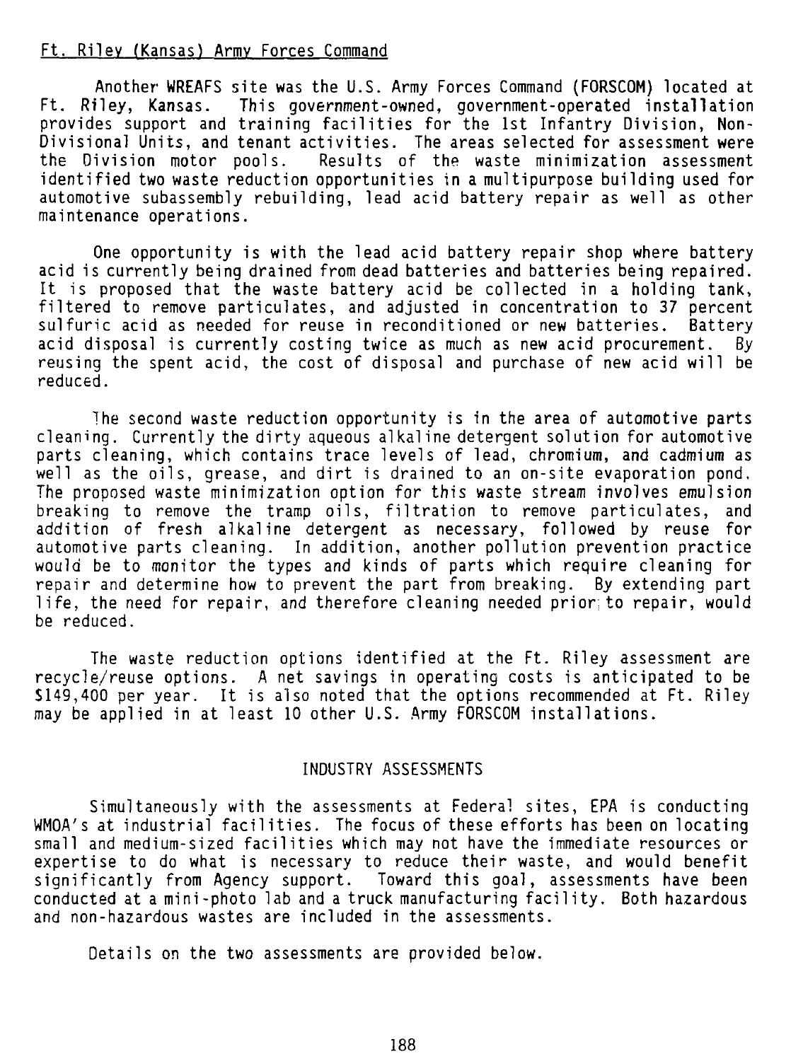## Ft. Riley (Kansas) Army Forces Command

Another WREAFS site was the U.S. Army Forces Command (FORSCOM) located at Ft. Riley, Kansas. This government-owned, government-operated installation provides support and training facilities for the 1st Infantry Division, Non-Divisional Units, and tenant activities. The areas selected for assessment were the Division motor pools. Results of the waste minimization assessment identified two waste reduction opportunities in a multipurpose building used for automotive subassembly rebuilding, lead acid battery repair as well as other maintenance operations.

One opportunity is with the lead acid battery repair shop where battery acid is currently being drained from dead batteries and batteries being repaired. It is proposed that the waste battery acid be collected in a holding tank, filtered to remove particulates, and adjusted in concentration to 37 percent sulfuric acid as needed for reuse in reconditioned or new batteries. Battery acid disposal is currently costing twice as much as new acid procurement. By reusing the spent acid, the cost of disposal and purchase of new acid will be reduced.

The second waste reduction opportunity is in the area of automotive parts cleaning. Currently the dirty aqueous alkaline detergent solution for automotive parts cleaning, which contains trace levels of lead, chromium, and cadmium as well as the oils, grease, and dirt is drained to an on-site evaporation pond. The proposed waste minimization option for this waste stream involves emulsion breaking to remove the tramp oils, filtration to remove particulates, and addition of fresh alkaline detergent as necessary, followed by reuse for automotive parts cleaning. In addition, another pollution prevention practice would be to monitor the types and kinds of parts which require cleaning for repair and determine how to prevent the part from breaking. By extending part life, the need for repair, and therefore cleaning needed prior to repair, would be reduced.

The waste reduction options identified at the Ft. Riley assessment are recycle/reuse options. A net savings in operating costs is anticipated to be $149,400 per year. It is also noted that the options recommended at Ft. Riley may be applied in at least 10 other U.S. Army FORSCOM installations.

## INDUSTRY ASSESSMENTS

Simultaneously with the assessments at Federal sites, EPA is conducting WMOA's at industrial facilities. The focus of these efforts has been on locating small and medium-sized facilities which may not have the immediate resources or expertise to do what is necessary to reduce their waste, and would benefit significantly from Agency support. Toward this goal, assessments have been conducted at a mini-photo lab and a truck manufacturing facility. Both hazardous and non-hazardous wastes are included in the assessments.

Details on the two assessments are provided below.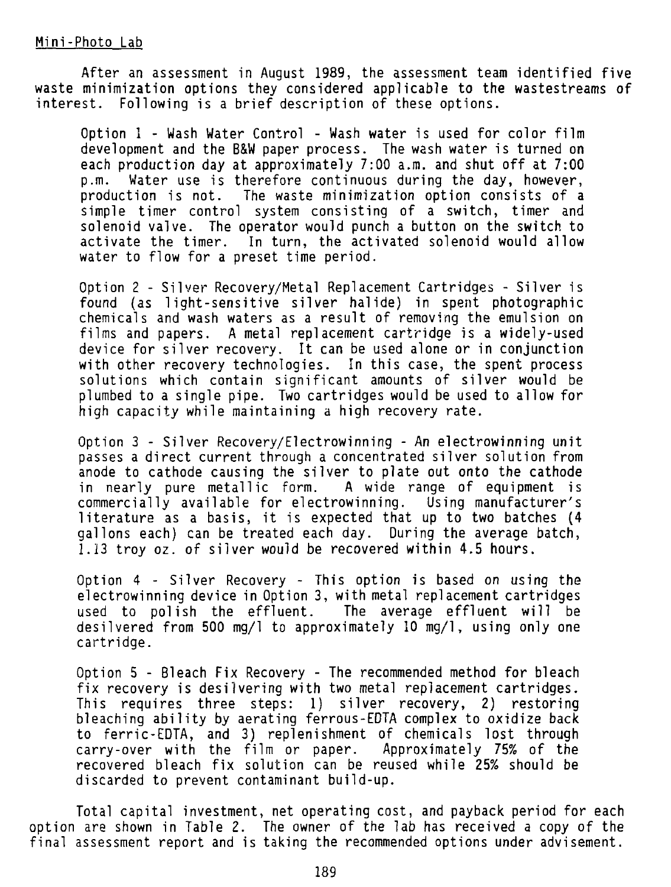Mini-Photo Lab

After an assessment in August 1989, the assessment team identified five waste minimization options they considered applicable to the wastestreams of interest. Following is a brief description of these options.

> Option 1 - Wash Water Control - Wash water is used for color film development and the B&W paper process. The wash water is turned on each production day at approximately 7:00 a.m. and shut off at 7:00 p.m. Water use is therefore continuous during the day, however, production is not. The waste minimization option consists of a simple timer control system consisting of a switch, timer and solenoid valve. The operator would punch a button on the switch to activate the timer. In turn, the activated solenoid would allow water to flow for a preset time period.
>
> Option 2 - Silver Recovery/Metal Replacement Cartridges - Silver is found (as light-sensitive silver halide) in spent photographic chemicals and wash waters as a result of removing the emulsion on films and papers. A metal replacement cartridge is a widely-used device for silver recovery. It can be used alone or in conjunction with other recovery technologies. In this case, the spent process solutions which contain significant amounts of silver would be plumbed to a single pipe. Two cartridges would be used to allow for high capacity while maintaining a high recovery rate.
>
> Option 3 - Silver Recovery/Electrowinning - An electrowinning unit passes a direct current through a concentrated silver solution from anode to cathode causing the silver to plate out onto the cathode in nearly pure metallic form. A wide range of equipment is commercially available for electrowinning. Using manufacturer's literature as a basis, it is expected that up to two batches (4 gallons each) can be treated each day. During the average batch, 1.13 troy oz. of silver would be recovered within 4.5 hours.
>
> Option 4 - Silver Recovery - This option is based on using the electrowinning device in Option 3, with metal replacement cartridges used to polish the effluent. The average effluent will be desilvered from 500 mg/l to approximately 10 mg/l, using only one cartridge.
>
> Option 5 - Bleach Fix Recovery - The recommended method for bleach fix recovery is desilvering with two metal replacement cartridges. This requires three steps: 1) silver recovery, 2) restoring bleaching ability by aerating ferrous-EDTA complex to oxidize back to ferric-EDTA, and 3) replenishment of chemicals lost through carry-over with the film or paper. Approximately 75% of the recovered bleach fix solution can be reused while 25% should be discarded to prevent contaminant build-up.

Total capital investment, net operating cost, and payback period for each option are shown in Table 2. The owner of the lab has received a copy of the final assessment report and is taking the recommended options under advisement.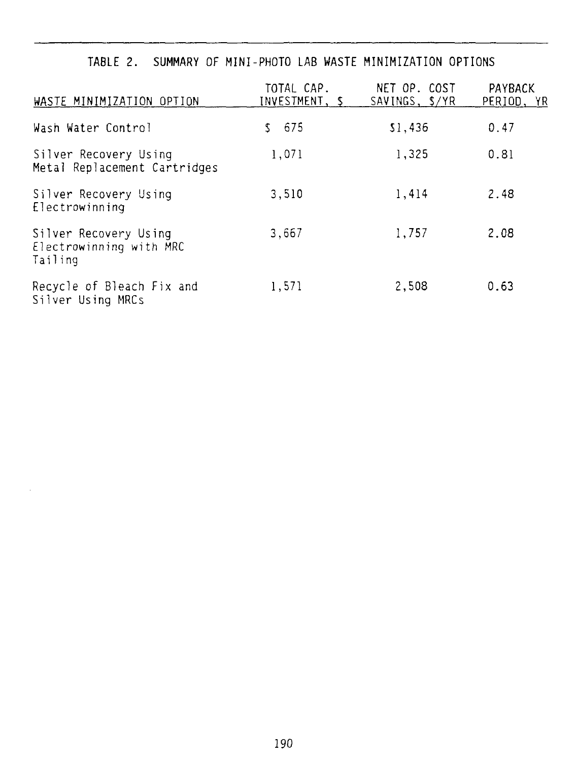TABLE 2. SUMMARY OF MINI-PHOTO LAB WASTE MINIMIZATION OPTIONS

| WASTE MINIMIZATION OPTION | TOTAL CAP. INVESTMENT, $ | NET OP. COST SAVINGS, $/YR | PAYBACK PERIOD, YR |
|---|---|---|---|
| Wash Water Control | $ 675 | $1,436 | 0.47 |
| Silver Recovery Using Metal Replacement Cartridges | 1,071 | 1,325 | 0.81 |
| Silver Recovery Using Electrowinning | 3,510 | 1,414 | 2.48 |
| Silver Recovery Using Electrowinning with MRC Tailing | 3,667 | 1,757 | 2.08 |
| Recycle of Bleach Fix and Silver Using MRCs | 1,571 | 2,508 | 0.63 |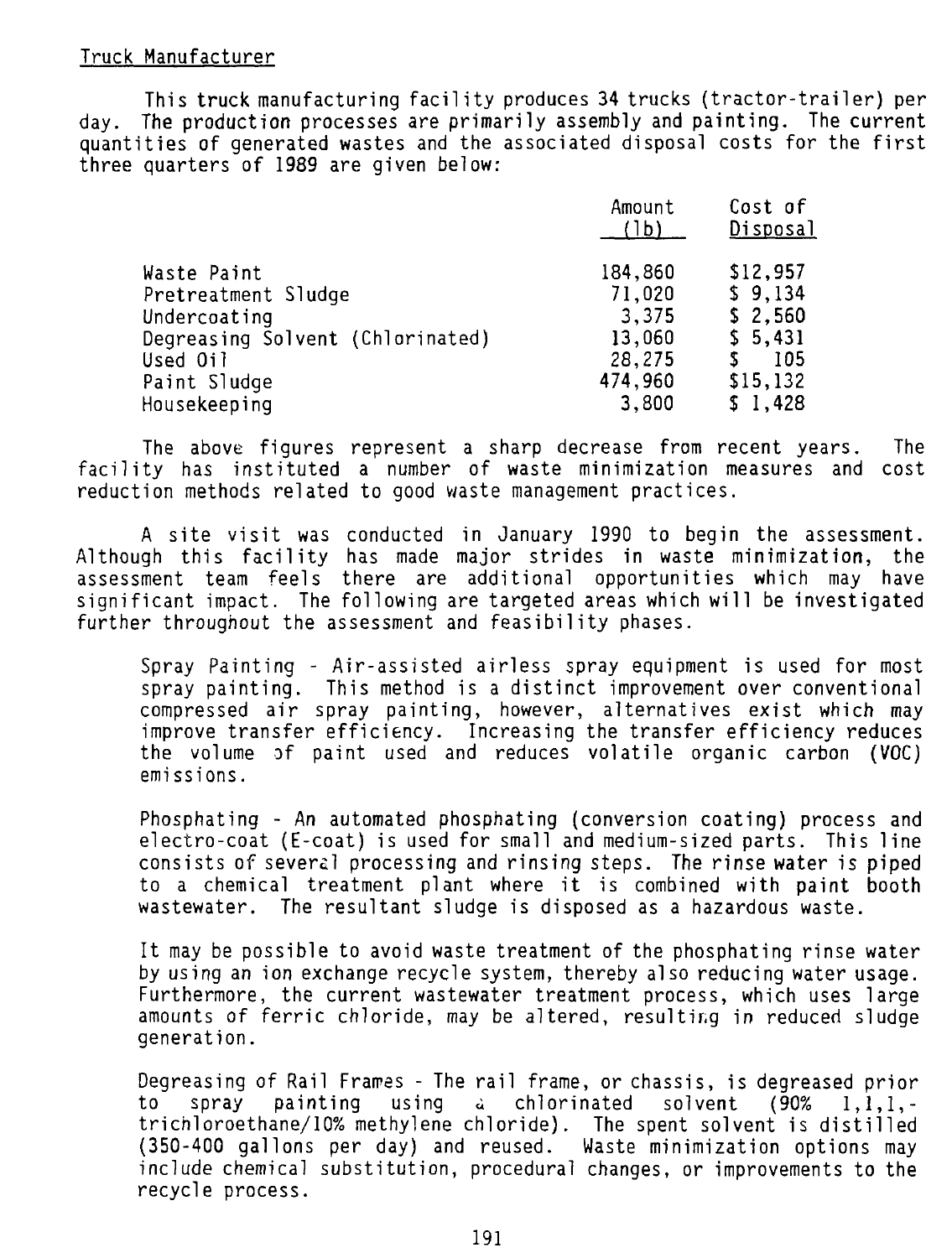Truck Manufacturer

This truck manufacturing facility produces 34 trucks (tractor-trailer) per day. The production processes are primarily assembly and painting. The current quantities of generated wastes and the associated disposal costs for the first three quarters of 1989 are given below:

| | Amount (lb) | Cost of Disposal |
|---|---|---|
| Waste Paint | 184,860 | $12,957 |
| Pretreatment Sludge | 71,020 | $ 9,134 |
| Undercoating | 3,375 | $ 2,560 |
| Degreasing Solvent (Chlorinated) | 13,060 | $ 5,431 |
| Used Oil | 28,275 | $ 105 |
| Paint Sludge | 474,960 | $15,132 |
| Housekeeping | 3,800 | $ 1,428 |

The above figures represent a sharp decrease from recent years. The facility has instituted a number of waste minimization measures and cost reduction methods related to good waste management practices.

A site visit was conducted in January 1990 to begin the assessment. Although this facility has made major strides in waste minimization, the assessment team feels there are additional opportunities which may have significant impact. The following are targeted areas which will be investigated further throughout the assessment and feasibility phases.

Spray Painting - Air-assisted airless spray equipment is used for most spray painting. This method is a distinct improvement over conventional compressed air spray painting, however, alternatives exist which may improve transfer efficiency. Increasing the transfer efficiency reduces the volume of paint used and reduces volatile organic carbon (VOC) emissions.

Phosphating - An automated phosphating (conversion coating) process and electro-coat (E-coat) is used for small and medium-sized parts. This line consists of several processing and rinsing steps. The rinse water is piped to a chemical treatment plant where it is combined with paint booth wastewater. The resultant sludge is disposed as a hazardous waste.

It may be possible to avoid waste treatment of the phosphating rinse water by using an ion exchange recycle system, thereby also reducing water usage. Furthermore, the current wastewater treatment process, which uses large amounts of ferric chloride, may be altered, resulting in reduced sludge generation.

Degreasing of Rail Frames - The rail frame, or chassis, is degreased prior to spray painting using a chlorinated solvent (90% 1,1,1,-trichloroethane/10% methylene chloride). The spent solvent is distilled (350-400 gallons per day) and reused. Waste minimization options may include chemical substitution, procedural changes, or improvements to the recycle process.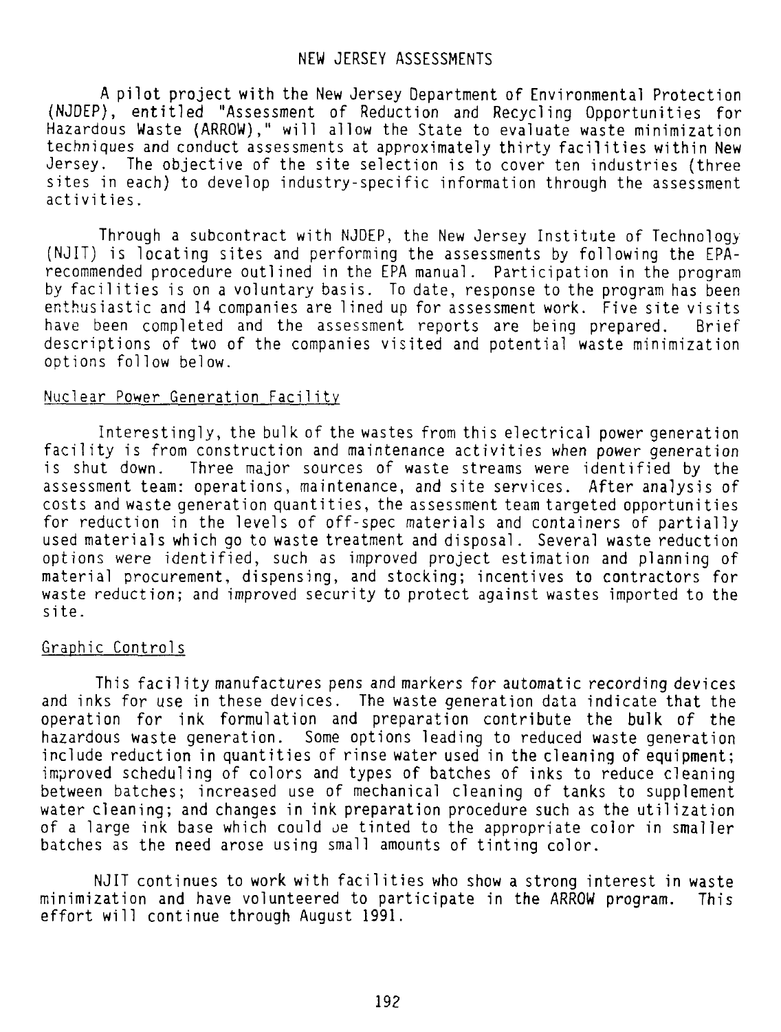## NEW JERSEY ASSESSMENTS

A pilot project with the New Jersey Department of Environmental Protection (NJDEP), entitled "Assessment of Reduction and Recycling Opportunities for Hazardous Waste (ARROW)," will allow the State to evaluate waste minimization techniques and conduct assessments at approximately thirty facilities within New Jersey. The objective of the site selection is to cover ten industries (three sites in each) to develop industry-specific information through the assessment activities.

Through a subcontract with NJDEP, the New Jersey Institute of Technology (NJIT) is locating sites and performing the assessments by following the EPA-recommended procedure outlined in the EPA manual. Participation in the program by facilities is on a voluntary basis. To date, response to the program has been enthusiastic and 14 companies are lined up for assessment work. Five site visits have been completed and the assessment reports are being prepared. Brief descriptions of two of the companies visited and potential waste minimization options follow below.

### Nuclear Power Generation Facility

Interestingly, the bulk of the wastes from this electrical power generation facility is from construction and maintenance activities when power generation is shut down. Three major sources of waste streams were identified by the assessment team: operations, maintenance, and site services. After analysis of costs and waste generation quantities, the assessment team targeted opportunities for reduction in the levels of off-spec materials and containers of partially used materials which go to waste treatment and disposal. Several waste reduction options were identified, such as improved project estimation and planning of material procurement, dispensing, and stocking; incentives to contractors for waste reduction; and improved security to protect against wastes imported to the site.

### Graphic Controls

This facility manufactures pens and markers for automatic recording devices and inks for use in these devices. The waste generation data indicate that the operation for ink formulation and preparation contribute the bulk of the hazardous waste generation. Some options leading to reduced waste generation include reduction in quantities of rinse water used in the cleaning of equipment; improved scheduling of colors and types of batches of inks to reduce cleaning between batches; increased use of mechanical cleaning of tanks to supplement water cleaning; and changes in ink preparation procedure such as the utilization of a large ink base which could be tinted to the appropriate color in smaller batches as the need arose using small amounts of tinting color.

NJIT continues to work with facilities who show a strong interest in waste minimization and have volunteered to participate in the ARROW program. This effort will continue through August 1991.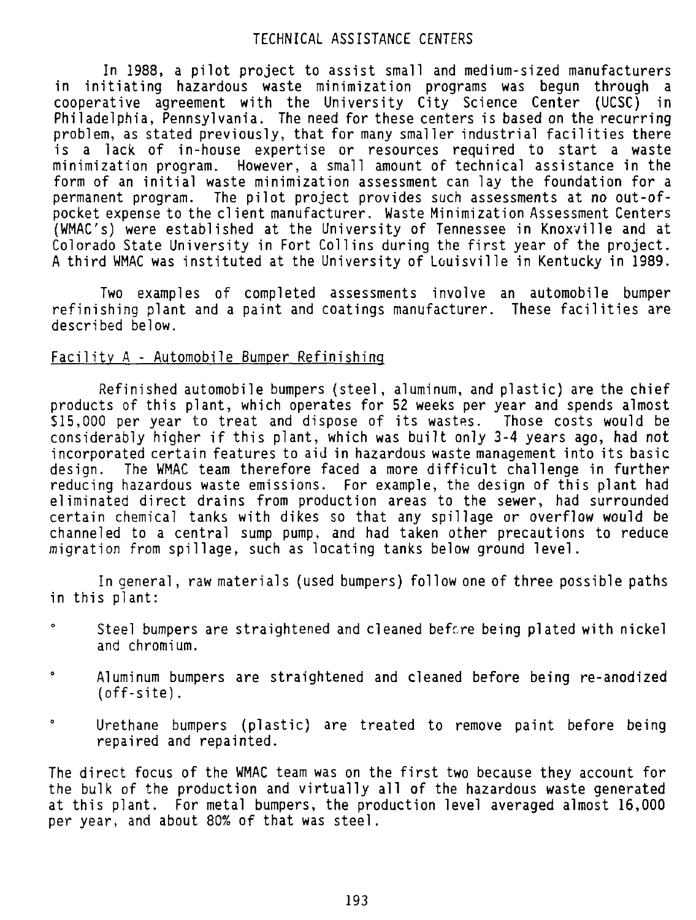## TECHNICAL ASSISTANCE CENTERS

In 1988, a pilot project to assist small and medium-sized manufacturers in initiating hazardous waste minimization programs was begun through a cooperative agreement with the University City Science Center (UCSC) in Philadelphia, Pennsylvania. The need for these centers is based on the recurring problem, as stated previously, that for many smaller industrial facilities there is a lack of in-house expertise or resources required to start a waste minimization program. However, a small amount of technical assistance in the form of an initial waste minimization assessment can lay the foundation for a permanent program. The pilot project provides such assessments at no out-of-pocket expense to the client manufacturer. Waste Minimization Assessment Centers (WMAC's) were established at the University of Tennessee in Knoxville and at Colorado State University in Fort Collins during the first year of the project. A third WMAC was instituted at the University of Louisville in Kentucky in 1989.

Two examples of completed assessments involve an automobile bumper refinishing plant and a paint and coatings manufacturer. These facilities are described below.

### Facility A - Automobile Bumper Refinishing

Refinished automobile bumpers (steel, aluminum, and plastic) are the chief products of this plant, which operates for 52 weeks per year and spends almost $15,000 per year to treat and dispose of its wastes. Those costs would be considerably higher if this plant, which was built only 3-4 years ago, had not incorporated certain features to aid in hazardous waste management into its basic design. The WMAC team therefore faced a more difficult challenge in further reducing hazardous waste emissions. For example, the design of this plant had eliminated direct drains from production areas to the sewer, had surrounded certain chemical tanks with dikes so that any spillage or overflow would be channeled to a central sump pump, and had taken other precautions to reduce migration from spillage, such as locating tanks below ground level.

In general, raw materials (used bumpers) follow one of three possible paths in this plant:

- Steel bumpers are straightened and cleaned before being plated with nickel and chromium.
- Aluminum bumpers are straightened and cleaned before being re-anodized (off-site).
- Urethane bumpers (plastic) are treated to remove paint before being repaired and repainted.

The direct focus of the WMAC team was on the first two because they account for the bulk of the production and virtually all of the hazardous waste generated at this plant. For metal bumpers, the production level averaged almost 16,000 per year, and about 80% of that was steel.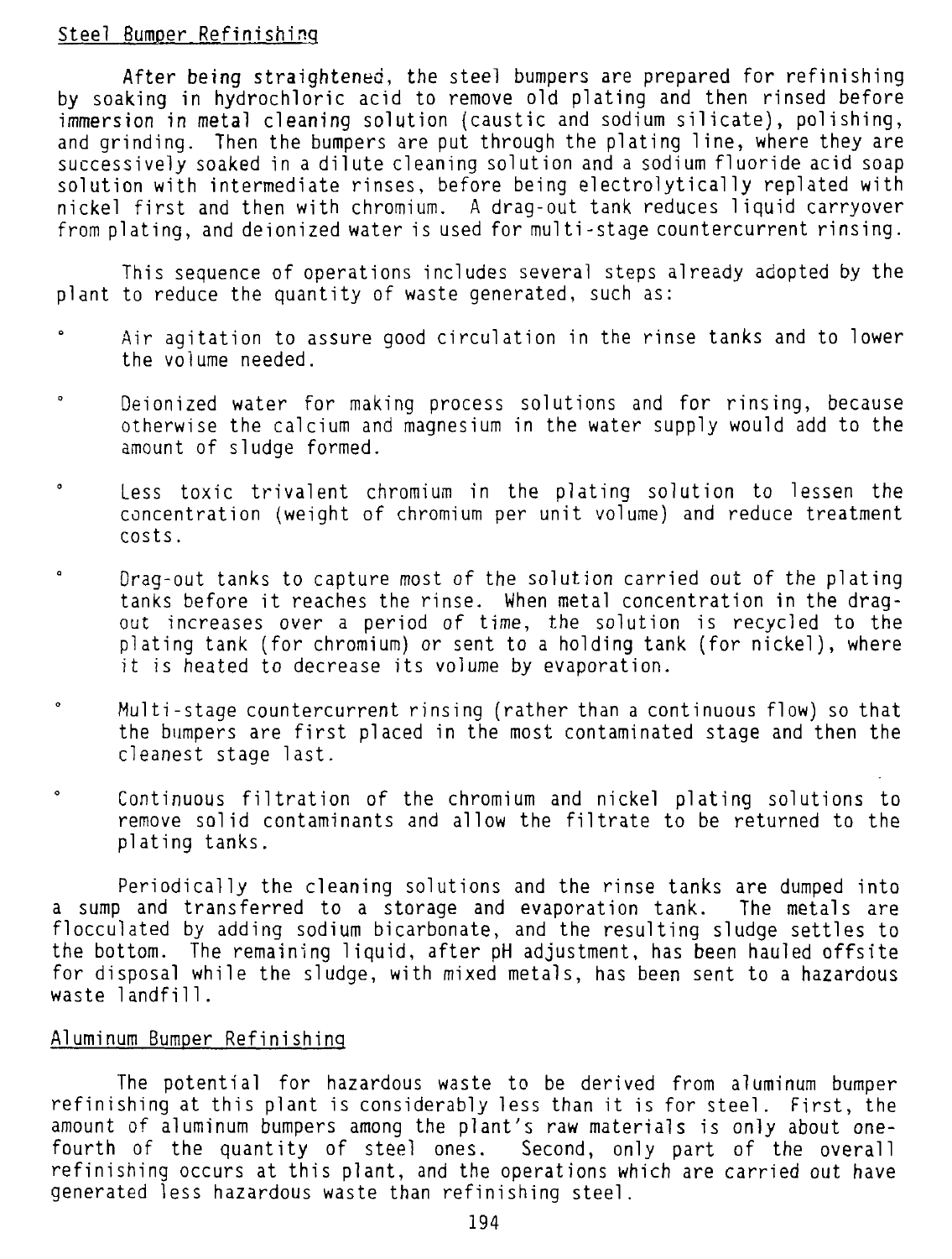### Steel Bumper Refinishing

After being straightened, the steel bumpers are prepared for refinishing by soaking in hydrochloric acid to remove old plating and then rinsed before immersion in metal cleaning solution (caustic and sodium silicate), polishing, and grinding. Then the bumpers are put through the plating line, where they are successively soaked in a dilute cleaning solution and a sodium fluoride acid soap solution with intermediate rinses, before being electrolytically replated with nickel first and then with chromium. A drag-out tank reduces liquid carryover from plating, and deionized water is used for multi-stage countercurrent rinsing.

This sequence of operations includes several steps already adopted by the plant to reduce the quantity of waste generated, such as:

- Air agitation to assure good circulation in the rinse tanks and to lower the volume needed.
- Deionized water for making process solutions and for rinsing, because otherwise the calcium and magnesium in the water supply would add to the amount of sludge formed.
- Less toxic trivalent chromium in the plating solution to lessen the concentration (weight of chromium per unit volume) and reduce treatment costs.
- Drag-out tanks to capture most of the solution carried out of the plating tanks before it reaches the rinse. When metal concentration in the drag-out increases over a period of time, the solution is recycled to the plating tank (for chromium) or sent to a holding tank (for nickel), where it is heated to decrease its volume by evaporation.
- Multi-stage countercurrent rinsing (rather than a continuous flow) so that the bumpers are first placed in the most contaminated stage and then the cleanest stage last.
- Continuous filtration of the chromium and nickel plating solutions to remove solid contaminants and allow the filtrate to be returned to the plating tanks.

Periodically the cleaning solutions and the rinse tanks are dumped into a sump and transferred to a storage and evaporation tank. The metals are flocculated by adding sodium bicarbonate, and the resulting sludge settles to the bottom. The remaining liquid, after pH adjustment, has been hauled offsite for disposal while the sludge, with mixed metals, has been sent to a hazardous waste landfill.

### Aluminum Bumper Refinishing

The potential for hazardous waste to be derived from aluminum bumper refinishing at this plant is considerably less than it is for steel. First, the amount of aluminum bumpers among the plant's raw materials is only about one-fourth of the quantity of steel ones. Second, only part of the overall refinishing occurs at this plant, and the operations which are carried out have generated less hazardous waste than refinishing steel.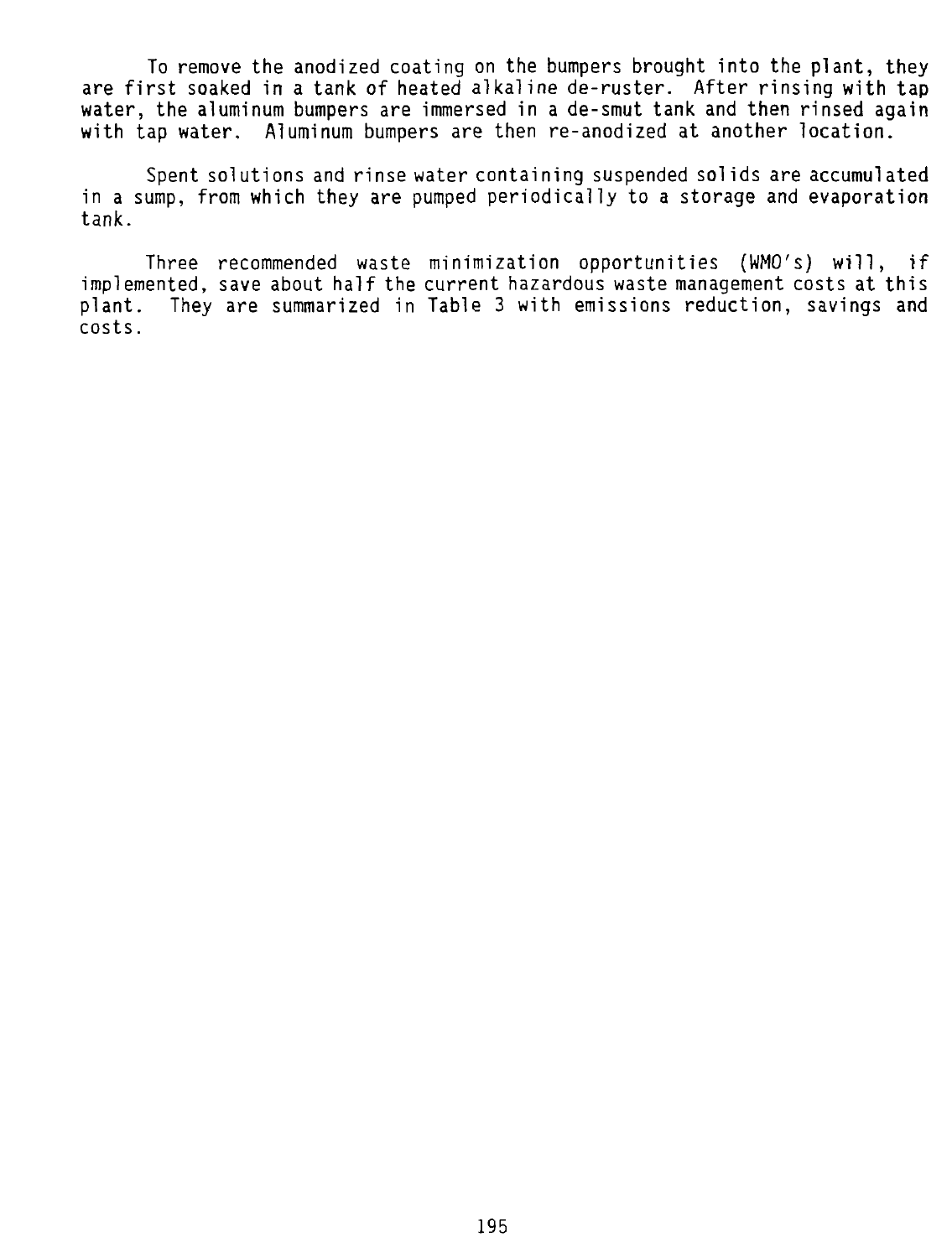To remove the anodized coating on the bumpers brought into the plant, they are first soaked in a tank of heated alkaline de-ruster. After rinsing with tap water, the aluminum bumpers are immersed in a de-smut tank and then rinsed again with tap water. Aluminum bumpers are then re-anodized at another location.

Spent solutions and rinse water containing suspended solids are accumulated in a sump, from which they are pumped periodically to a storage and evaporation tank.

Three recommended waste minimization opportunities (WMO's) will, if implemented, save about half the current hazardous waste management costs at this plant. They are summarized in Table 3 with emissions reduction, savings and costs.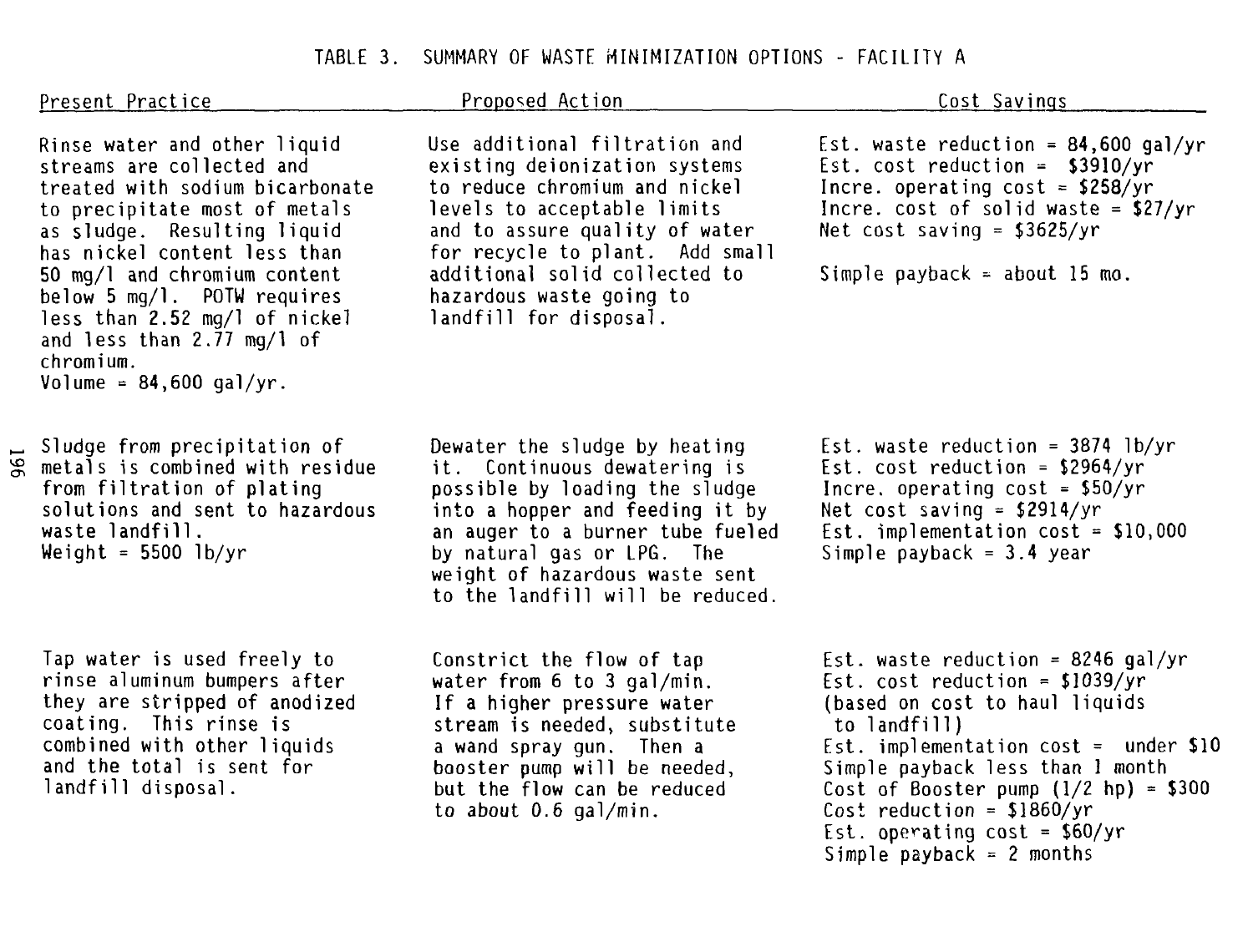TABLE 3. SUMMARY OF WASTE MINIMIZATION OPTIONS - FACILITY A

| Present Practice | Proposed Action | Cost Savings |
| --- | --- | --- |
| Rinse water and other liquid streams are collected and treated with sodium bicarbonate to precipitate most of metals as sludge. Resulting liquid has nickel content less than 50 mg/l and chromium content below 5 mg/l. POTW requires less than 2.52 mg/l of nickel and less than 2.77 mg/l of chromium.<br>Volume = 84,600 gal/yr. | Use additional filtration and existing deionization systems to reduce chromium and nickel levels to acceptable limits and to assure quality of water for recycle to plant. Add small additional solid collected to hazardous waste going to landfill for disposal. | Est. waste reduction = 84,600 gal/yr<br>Est. cost reduction = $3910/yr<br>Incre. operating cost = $258/yr<br>Incre. cost of solid waste = $27/yr<br>Net cost saving = $3625/yr<br><br>Simple payback = about 15 mo. |
| Sludge from precipitation of metals is combined with residue from filtration of plating solutions and sent to hazardous waste landfill.<br>Weight = 5500 lb/yr | Dewater the sludge by heating it. Continuous dewatering is possible by loading the sludge into a hopper and feeding it by an auger to a burner tube fueled by natural gas or LPG. The weight of hazardous waste sent to the landfill will be reduced. | Est. waste reduction = 3874 lb/yr<br>Est. cost reduction = $2964/yr<br>Incre. operating cost = $50/yr<br>Net cost saving = $2914/yr<br>Est. implementation cost = $10,000<br>Simple payback = 3.4 year |
| Tap water is used freely to rinse aluminum bumpers after they are stripped of anodized coating. This rinse is combined with other liquids and the total is sent for landfill disposal. | Constrict the flow of tap water from 6 to 3 gal/min. If a higher pressure water stream is needed, substitute a wand spray gun. Then a booster pump will be needed, but the flow can be reduced to about 0.6 gal/min. | Est. waste reduction = 8246 gal/yr<br>Est. cost reduction = $1039/yr (based on cost to haul liquids to landfill)<br>Est. implementation cost = under $10<br>Simple payback less than 1 month<br>Cost of Booster pump (1/2 hp) = $300<br>Cost reduction = $1860/yr<br>Est. operating cost = $60/yr<br>Simple payback = 2 months |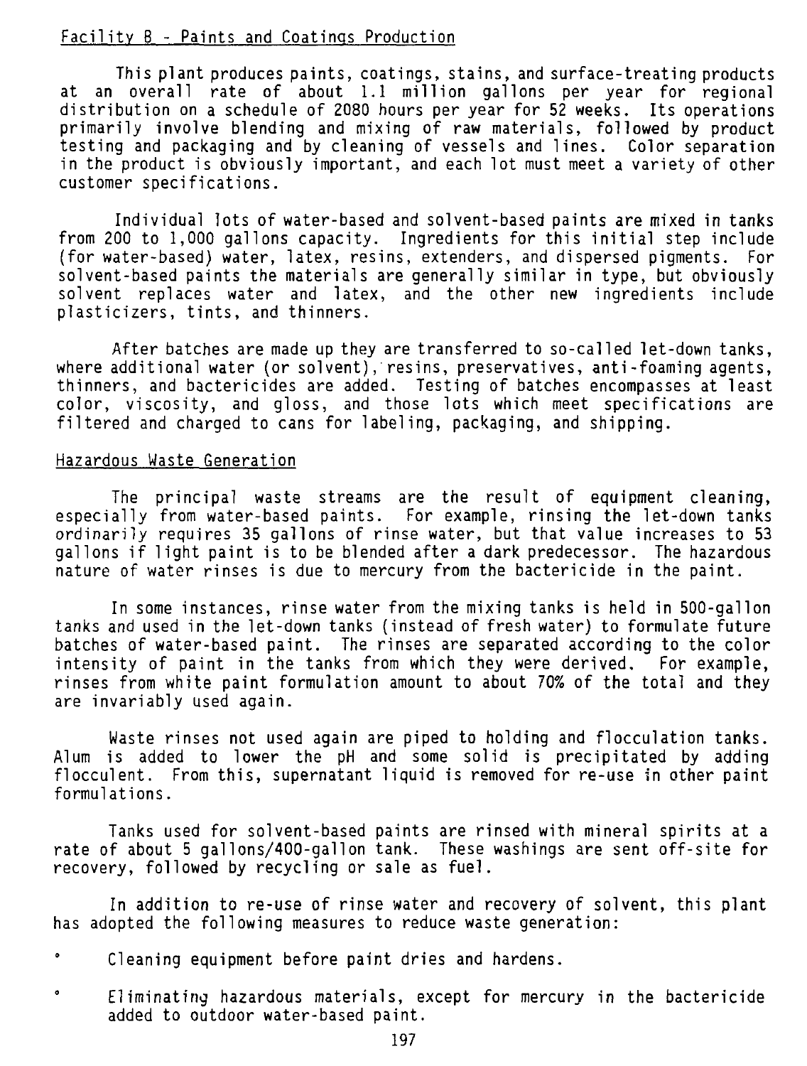## Facility B - Paints and Coatings Production

This plant produces paints, coatings, stains, and surface-treating products at an overall rate of about 1.1 million gallons per year for regional distribution on a schedule of 2080 hours per year for 52 weeks. Its operations primarily involve blending and mixing of raw materials, followed by product testing and packaging and by cleaning of vessels and lines. Color separation in the product is obviously important, and each lot must meet a variety of other customer specifications.

Individual lots of water-based and solvent-based paints are mixed in tanks from 200 to 1,000 gallons capacity. Ingredients for this initial step include (for water-based) water, latex, resins, extenders, and dispersed pigments. For solvent-based paints the materials are generally similar in type, but obviously solvent replaces water and latex, and the other new ingredients include plasticizers, tints, and thinners.

After batches are made up they are transferred to so-called let-down tanks, where additional water (or solvent), resins, preservatives, anti-foaming agents, thinners, and bactericides are added. Testing of batches encompasses at least color, viscosity, and gloss, and those lots which meet specifications are filtered and charged to cans for labeling, packaging, and shipping.

## Hazardous Waste Generation

The principal waste streams are the result of equipment cleaning, especially from water-based paints. For example, rinsing the let-down tanks ordinarily requires 35 gallons of rinse water, but that value increases to 53 gallons if light paint is to be blended after a dark predecessor. The hazardous nature of water rinses is due to mercury from the bactericide in the paint.

In some instances, rinse water from the mixing tanks is held in 500-gallon tanks and used in the let-down tanks (instead of fresh water) to formulate future batches of water-based paint. The rinses are separated according to the color intensity of paint in the tanks from which they were derived. For example, rinses from white paint formulation amount to about 70% of the total and they are invariably used again.

Waste rinses not used again are piped to holding and flocculation tanks. Alum is added to lower the pH and some solid is precipitated by adding flocculent. From this, supernatant liquid is removed for re-use in other paint formulations.

Tanks used for solvent-based paints are rinsed with mineral spirits at a rate of about 5 gallons/400-gallon tank. These washings are sent off-site for recovery, followed by recycling or sale as fuel.

In addition to re-use of rinse water and recovery of solvent, this plant has adopted the following measures to reduce waste generation:

- Cleaning equipment before paint dries and hardens.
- Eliminating hazardous materials, except for mercury in the bactericide added to outdoor water-based paint.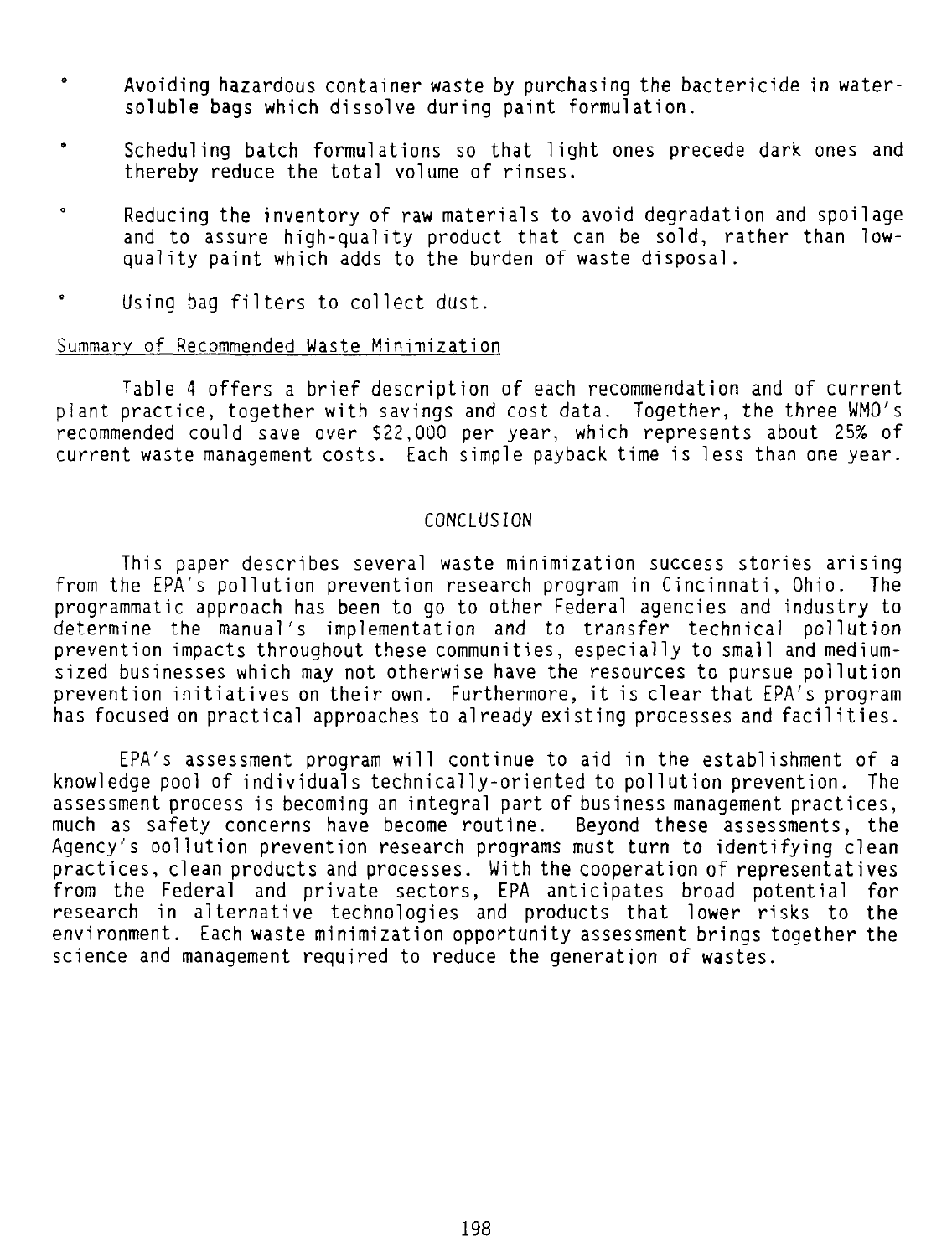- Avoiding hazardous container waste by purchasing the bactericide in water-soluble bags which dissolve during paint formulation.
- Scheduling batch formulations so that light ones precede dark ones and thereby reduce the total volume of rinses.
- Reducing the inventory of raw materials to avoid degradation and spoilage and to assure high-quality product that can be sold, rather than low-quality paint which adds to the burden of waste disposal.
- Using bag filters to collect dust.

Summary of Recommended Waste Minimization

Table 4 offers a brief description of each recommendation and of current plant practice, together with savings and cost data. Together, the three WMO's recommended could save over $22,000 per year, which represents about 25% of current waste management costs. Each simple payback time is less than one year.

## CONCLUSION

This paper describes several waste minimization success stories arising from the EPA's pollution prevention research program in Cincinnati, Ohio. The programmatic approach has been to go to other Federal agencies and industry to determine the manual's implementation and to transfer technical pollution prevention impacts throughout these communities, especially to small and medium-sized businesses which may not otherwise have the resources to pursue pollution prevention initiatives on their own. Furthermore, it is clear that EPA's program has focused on practical approaches to already existing processes and facilities.

EPA's assessment program will continue to aid in the establishment of a knowledge pool of individuals technically-oriented to pollution prevention. The assessment process is becoming an integral part of business management practices, much as safety concerns have become routine. Beyond these assessments, the Agency's pollution prevention research programs must turn to identifying clean practices, clean products and processes. With the cooperation of representatives from the Federal and private sectors, EPA anticipates broad potential for research in alternative technologies and products that lower risks to the environment. Each waste minimization opportunity assessment brings together the science and management required to reduce the generation of wastes.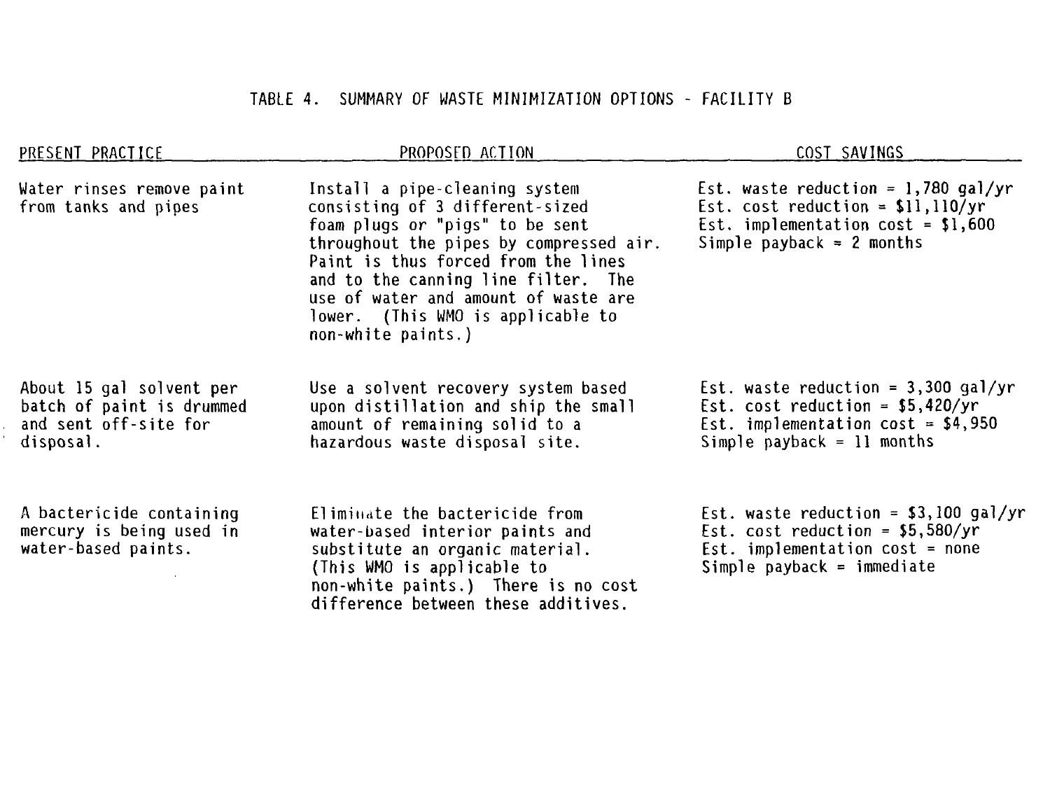TABLE 4. SUMMARY OF WASTE MINIMIZATION OPTIONS - FACILITY B

| PRESENT PRACTICE | PROPOSED ACTION | COST SAVINGS |
|---|---|---|
| Water rinses remove paint from tanks and pipes | Install a pipe-cleaning system consisting of 3 different-sized foam plugs or "pigs" to be sent throughout the pipes by compressed air. Paint is thus forced from the lines and to the canning line filter. The use of water and amount of waste are lower. (This WMO is applicable to non-white paints.) | Est. waste reduction = 1,780 gal/yr<br>Est. cost reduction = $11,110/yr<br>Est. implementation cost = $1,600<br>Simple payback = 2 months |
| About 15 gal solvent per batch of paint is drummed and sent off-site for disposal. | Use a solvent recovery system based upon distillation and ship the small amount of remaining solid to a hazardous waste disposal site. | Est. waste reduction = 3,300 gal/yr<br>Est. cost reduction = $5,420/yr<br>Est. implementation cost = $4,950<br>Simple payback = 11 months |
| A bactericide containing mercury is being used in water-based paints. | Eliminate the bactericide from water-based interior paints and substitute an organic material. (This WMO is applicable to non-white paints.) There is no cost difference between these additives. | Est. waste reduction = $3,100 gal/yr<br>Est. cost reduction = $5,580/yr<br>Est. implementation cost = none<br>Simple payback = immediate |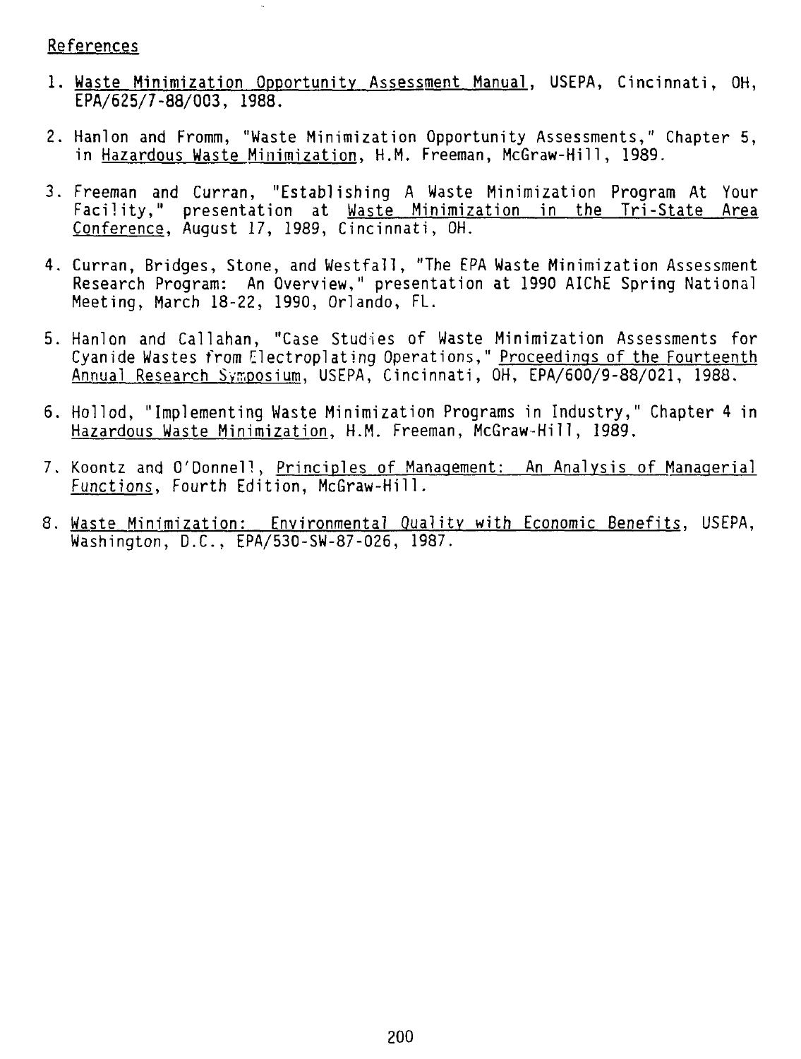## References

1. Waste Minimization Opportunity Assessment Manual, USEPA, Cincinnati, OH, EPA/625/7-88/003, 1988.

2. Hanlon and Fromm, "Waste Minimization Opportunity Assessments," Chapter 5, in Hazardous Waste Minimization, H.M. Freeman, McGraw-Hill, 1989.

3. Freeman and Curran, "Establishing A Waste Minimization Program At Your Facility," presentation at Waste Minimization in the Tri-State Area Conference, August 17, 1989, Cincinnati, OH.

4. Curran, Bridges, Stone, and Westfall, "The EPA Waste Minimization Assessment Research Program: An Overview," presentation at 1990 AIChE Spring National Meeting, March 18-22, 1990, Orlando, FL.

5. Hanlon and Callahan, "Case Studies of Waste Minimization Assessments for Cyanide Wastes from Electroplating Operations," Proceedings of the Fourteenth Annual Research Symposium, USEPA, Cincinnati, OH, EPA/600/9-88/021, 1988.

6. Hollod, "Implementing Waste Minimization Programs in Industry," Chapter 4 in Hazardous Waste Minimization, H.M. Freeman, McGraw-Hill, 1989.

7. Koontz and O'Donnell, Principles of Management: An Analysis of Managerial Functions, Fourth Edition, McGraw-Hill.

8. Waste Minimization: Environmental Quality with Economic Benefits, USEPA, Washington, D.C., EPA/530-SW-87-026, 1987.